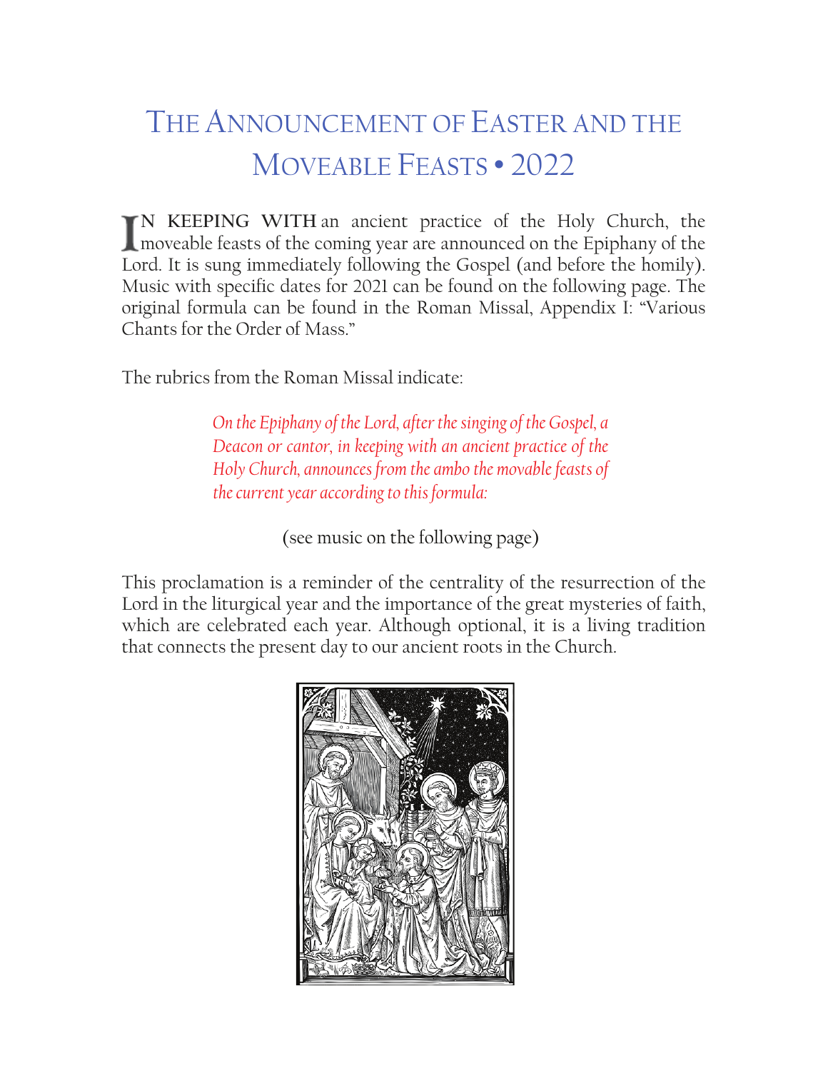# The Announcement of Easter and the Moveable Feasts • 2022

**In keeping with** an ancient practice of the Holy Church, the moveable feasts of the coming year are announced on the Epiphany of the Lord. It is sung immediately following the Gospel (and before the homily). Music with specific dates for 2021 can be found on the following page. The original formula can be found in the Roman Missal, Appendix I: "Various Chants for the Order of Mass."

The rubrics from the Roman Missal indicate:

> *On the Epiphany of the Lord, after the singing of the Gospel, a Deacon or cantor, in keeping with an ancient practice of the Holy Church, announces from the ambo the movable feasts of the current year according to this formula:*

(see music on the following page)

This proclamation is a reminder of the centrality of the resurrection of the Lord in the liturgical year and the importance of the great mysteries of faith, which are celebrated each year. Although optional, it is a living tradition that connects the present day to our ancient roots in the Church.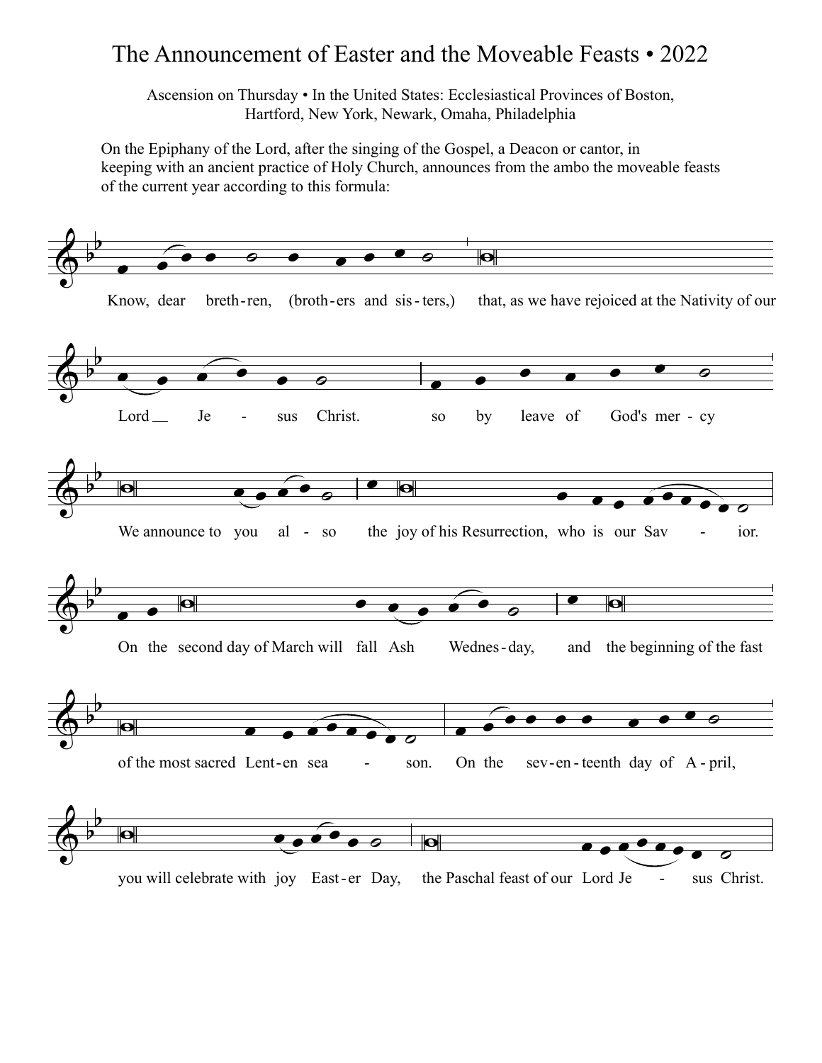# The Announcement of Easter and the Moveable Feasts • 2022

Ascension on Thursday • In the United States: Ecclesiastical Provinces of Boston, Hartford, New York, Newark, Omaha, Philadelphia

On the Epiphany of the Lord, after the singing of the Gospel, a Deacon or cantor, in keeping with an ancient practice of Holy Church, announces from the ambo the moveable feasts of the current year according to this formula:

Know, dear breth-ren, (broth-ers and sis-ters,) that, as we have rejoiced at the Nativity of our

Lord __ Je - sus Christ. so by leave of God's mer - cy

We announce to you al - so the joy of his Resurrection, who is our Sav - ior.

On the second day of March will fall Ash Wednes-day, and the beginning of the fast

of the most sacred Lent-en sea - son. On the sev-en-teenth day of A - pril,

you will celebrate with joy East-er Day, the Paschal feast of our Lord Je - sus Christ.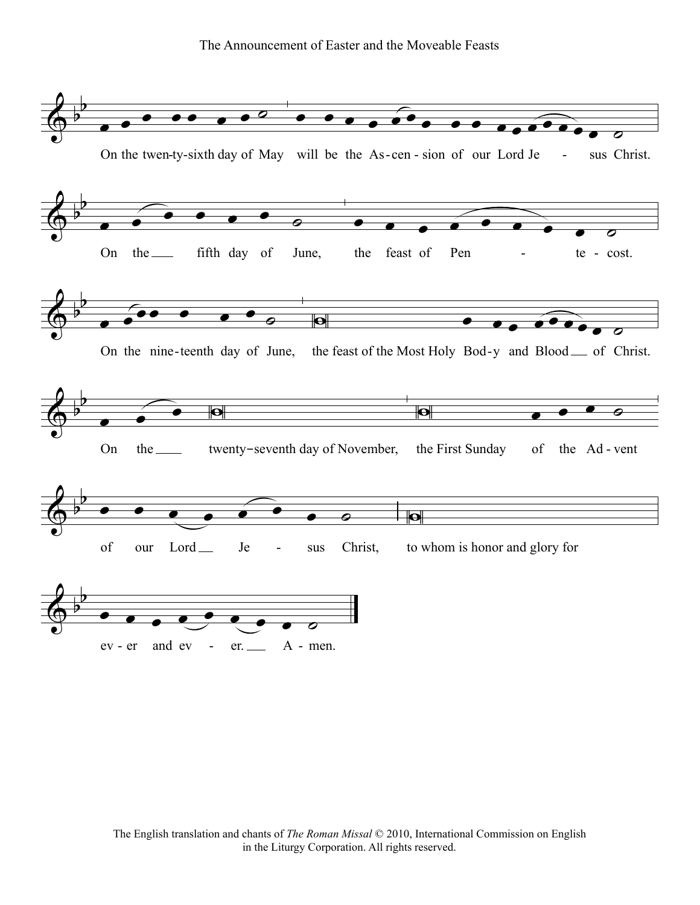On the twen-ty-sixth day of May will be the As-cen-sion of our Lord Je - sus Christ.

On the fifth day of June, the feast of Pen - te-cost.

On the nine-teenth day of June, the feast of the Most Holy Bod-y and Blood of Christ.

On the twenty-seventh day of November, the First Sunday of the Ad-vent

of our Lord Je - sus Christ, to whom is honor and glory for

ev-er and ev - er. A-men.

The English translation and chants of *The Roman Missal* © 2010, International Commission on English in the Liturgy Corporation. All rights reserved.